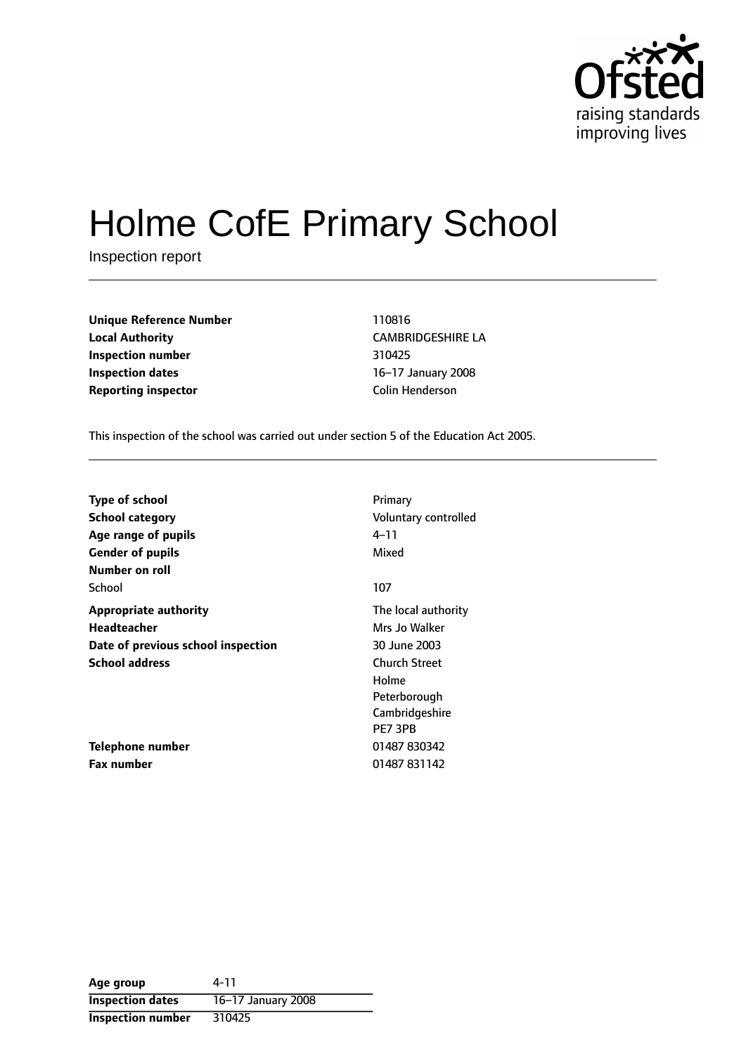# Holme CofE Primary School

Inspection report

| | |
|---|---|
| **Unique Reference Number** | 110816 |
| **Local Authority** | CAMBRIDGESHIRE LA |
| **Inspection number** | 310425 |
| **Inspection dates** | 16–17 January 2008 |
| **Reporting inspector** | Colin Henderson |

This inspection of the school was carried out under section 5 of the Education Act 2005.

| | |
|---|---|
| **Type of school** | Primary |
| **School category** | Voluntary controlled |
| **Age range of pupils** | 4–11 |
| **Gender of pupils** | Mixed |
| **Number on roll** | |
| School | 107 |
| **Appropriate authority** | The local authority |
| **Headteacher** | Mrs Jo Walker |
| **Date of previous school inspection** | 30 June 2003 |
| **School address** | Church Street<br>Holme<br>Peterborough<br>Cambridgeshire<br>PE7 3PB |
| **Telephone number** | 01487 830342 |
| **Fax number** | 01487 831142 |

| | |
|---|---|
| **Age group** | 4-11 |
| **Inspection dates** | 16–17 January 2008 |
| **Inspection number** | 310425 |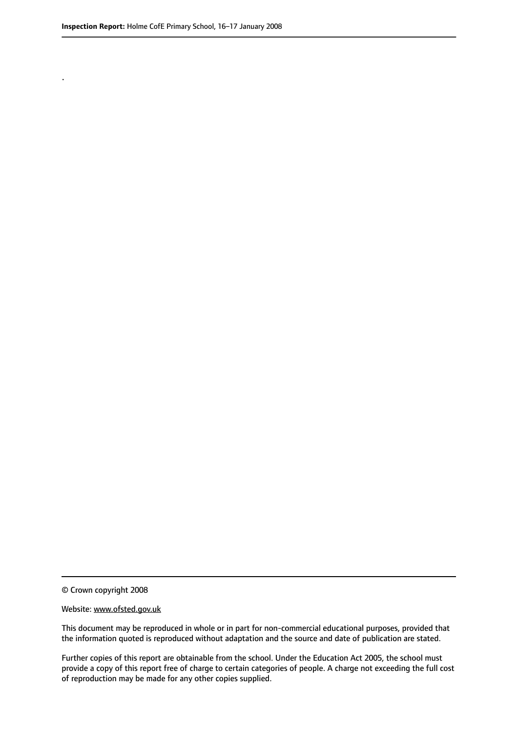.

© Crown copyright 2008

Website: www.ofsted.gov.uk

This document may be reproduced in whole or in part for non-commercial educational purposes, provided that the information quoted is reproduced without adaptation and the source and date of publication are stated.

Further copies of this report are obtainable from the school. Under the Education Act 2005, the school must provide a copy of this report free of charge to certain categories of people. A charge not exceeding the full cost of reproduction may be made for any other copies supplied.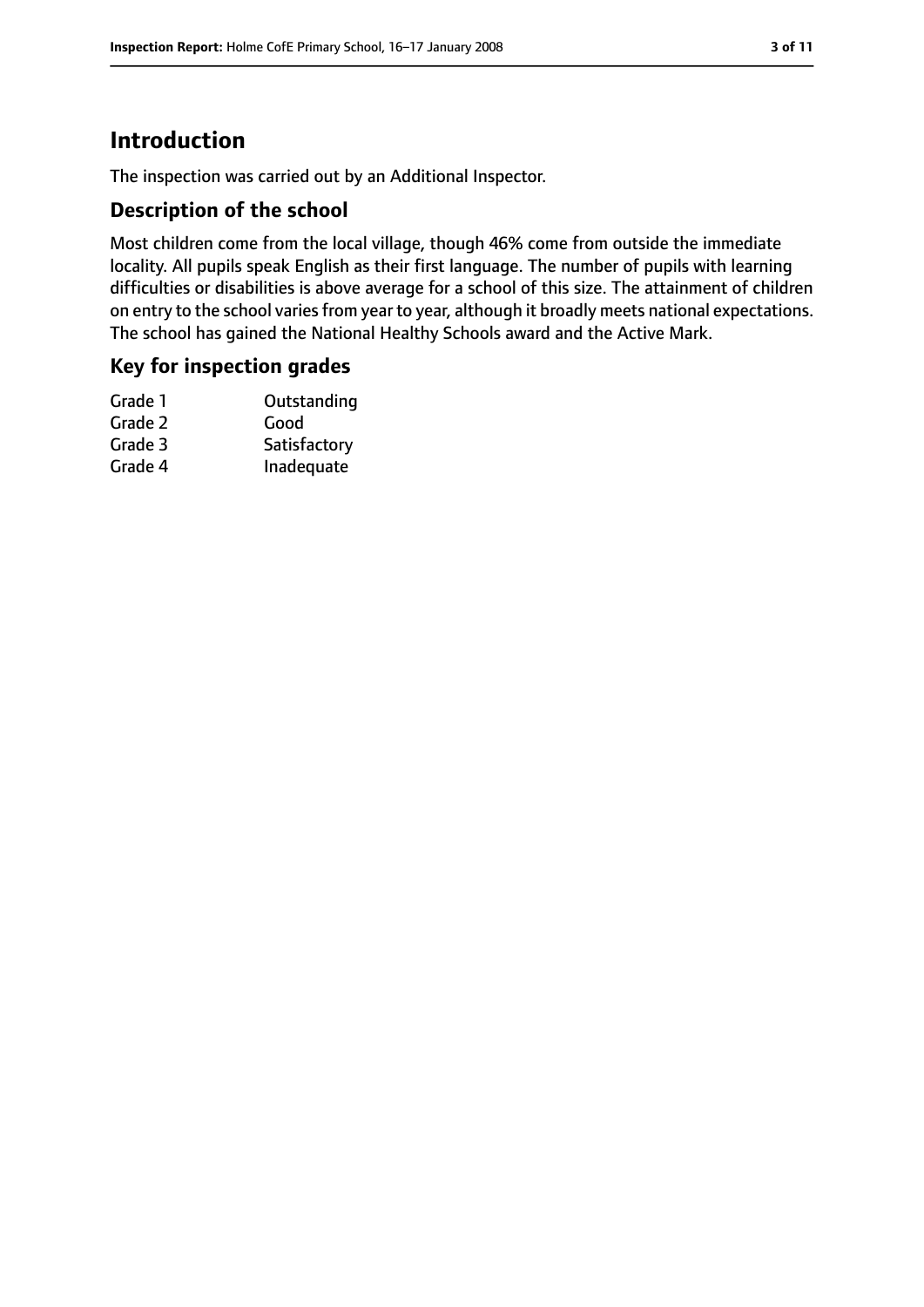# Introduction

The inspection was carried out by an Additional Inspector.

## Description of the school

Most children come from the local village, though 46% come from outside the immediate locality. All pupils speak English as their first language. The number of pupils with learning difficulties or disabilities is above average for a school of this size. The attainment of children on entry to the school varies from year to year, although it broadly meets national expectations. The school has gained the National Healthy Schools award and the Active Mark.

## Key for inspection grades

| | |
|---|---|
| Grade 1 | Outstanding |
| Grade 2 | Good |
| Grade 3 | Satisfactory |
| Grade 4 | Inadequate |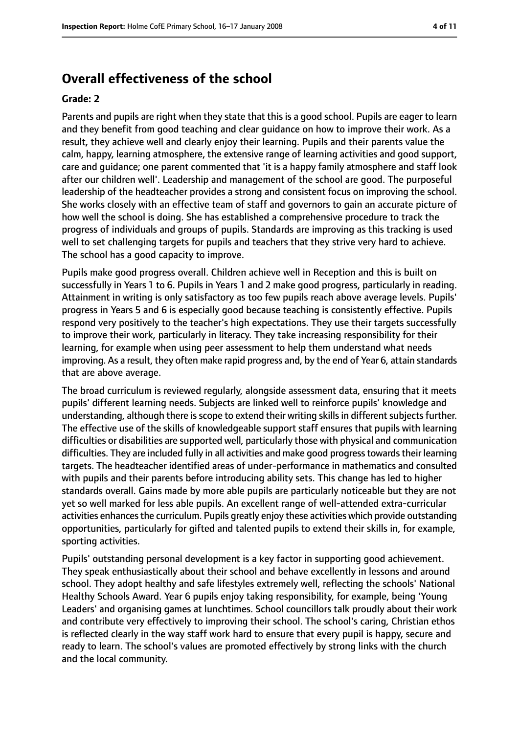## Overall effectiveness of the school

**Grade: 2**

Parents and pupils are right when they state that this is a good school. Pupils are eager to learn and they benefit from good teaching and clear guidance on how to improve their work. As a result, they achieve well and clearly enjoy their learning. Pupils and their parents value the calm, happy, learning atmosphere, the extensive range of learning activities and good support, care and guidance; one parent commented that 'it is a happy family atmosphere and staff look after our children well'. Leadership and management of the school are good. The purposeful leadership of the headteacher provides a strong and consistent focus on improving the school. She works closely with an effective team of staff and governors to gain an accurate picture of how well the school is doing. She has established a comprehensive procedure to track the progress of individuals and groups of pupils. Standards are improving as this tracking is used well to set challenging targets for pupils and teachers that they strive very hard to achieve. The school has a good capacity to improve.

Pupils make good progress overall. Children achieve well in Reception and this is built on successfully in Years 1 to 6. Pupils in Years 1 and 2 make good progress, particularly in reading. Attainment in writing is only satisfactory as too few pupils reach above average levels. Pupils' progress in Years 5 and 6 is especially good because teaching is consistently effective. Pupils respond very positively to the teacher's high expectations. They use their targets successfully to improve their work, particularly in literacy. They take increasing responsibility for their learning, for example when using peer assessment to help them understand what needs improving. As a result, they often make rapid progress and, by the end of Year 6, attain standards that are above average.

The broad curriculum is reviewed regularly, alongside assessment data, ensuring that it meets pupils' different learning needs. Subjects are linked well to reinforce pupils' knowledge and understanding, although there is scope to extend their writing skills in different subjects further. The effective use of the skills of knowledgeable support staff ensures that pupils with learning difficulties or disabilities are supported well, particularly those with physical and communication difficulties. They are included fully in all activities and make good progress towards their learning targets. The headteacher identified areas of under-performance in mathematics and consulted with pupils and their parents before introducing ability sets. This change has led to higher standards overall. Gains made by more able pupils are particularly noticeable but they are not yet so well marked for less able pupils. An excellent range of well-attended extra-curricular activities enhances the curriculum. Pupils greatly enjoy these activities which provide outstanding opportunities, particularly for gifted and talented pupils to extend their skills in, for example, sporting activities.

Pupils' outstanding personal development is a key factor in supporting good achievement. They speak enthusiastically about their school and behave excellently in lessons and around school. They adopt healthy and safe lifestyles extremely well, reflecting the schools' National Healthy Schools Award. Year 6 pupils enjoy taking responsibility, for example, being 'Young Leaders' and organising games at lunchtimes. School councillors talk proudly about their work and contribute very effectively to improving their school. The school's caring, Christian ethos is reflected clearly in the way staff work hard to ensure that every pupil is happy, secure and ready to learn. The school's values are promoted effectively by strong links with the church and the local community.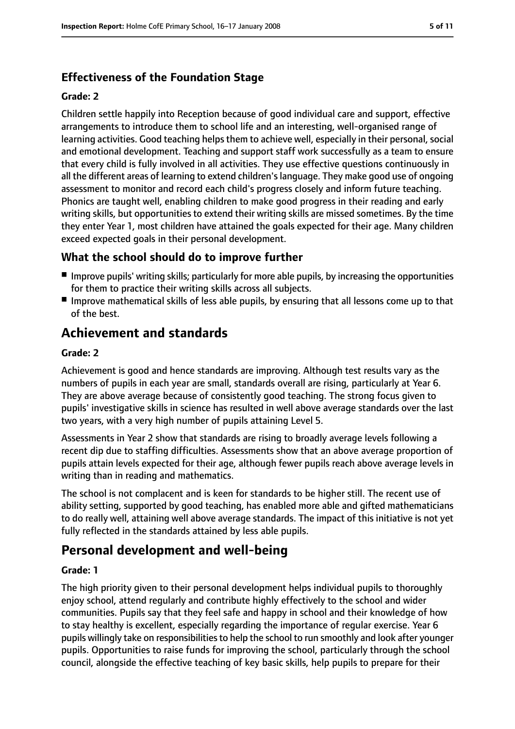### Effectiveness of the Foundation Stage

#### Grade: 2

Children settle happily into Reception because of good individual care and support, effective arrangements to introduce them to school life and an interesting, well-organised range of learning activities. Good teaching helps them to achieve well, especially in their personal, social and emotional development. Teaching and support staff work successfully as a team to ensure that every child is fully involved in all activities. They use effective questions continuously in all the different areas of learning to extend children's language. They make good use of ongoing assessment to monitor and record each child's progress closely and inform future teaching. Phonics are taught well, enabling children to make good progress in their reading and early writing skills, but opportunities to extend their writing skills are missed sometimes. By the time they enter Year 1, most children have attained the goals expected for their age. Many children exceed expected goals in their personal development.

### What the school should do to improve further

- Improve pupils' writing skills; particularly for more able pupils, by increasing the opportunities for them to practice their writing skills across all subjects.
- Improve mathematical skills of less able pupils, by ensuring that all lessons come up to that of the best.

## Achievement and standards

#### Grade: 2

Achievement is good and hence standards are improving. Although test results vary as the numbers of pupils in each year are small, standards overall are rising, particularly at Year 6. They are above average because of consistently good teaching. The strong focus given to pupils' investigative skills in science has resulted in well above average standards over the last two years, with a very high number of pupils attaining Level 5.

Assessments in Year 2 show that standards are rising to broadly average levels following a recent dip due to staffing difficulties. Assessments show that an above average proportion of pupils attain levels expected for their age, although fewer pupils reach above average levels in writing than in reading and mathematics.

The school is not complacent and is keen for standards to be higher still. The recent use of ability setting, supported by good teaching, has enabled more able and gifted mathematicians to do really well, attaining well above average standards. The impact of this initiative is not yet fully reflected in the standards attained by less able pupils.

## Personal development and well-being

#### Grade: 1

The high priority given to their personal development helps individual pupils to thoroughly enjoy school, attend regularly and contribute highly effectively to the school and wider communities. Pupils say that they feel safe and happy in school and their knowledge of how to stay healthy is excellent, especially regarding the importance of regular exercise. Year 6 pupils willingly take on responsibilities to help the school to run smoothly and look after younger pupils. Opportunities to raise funds for improving the school, particularly through the school council, alongside the effective teaching of key basic skills, help pupils to prepare for their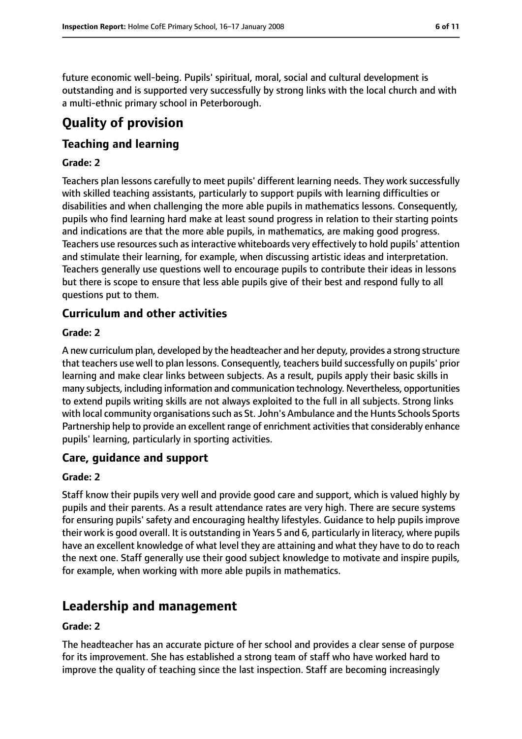future economic well-being. Pupils' spiritual, moral, social and cultural development is outstanding and is supported very successfully by strong links with the local church and with a multi-ethnic primary school in Peterborough.

# Quality of provision

## Teaching and learning

**Grade: 2**

Teachers plan lessons carefully to meet pupils' different learning needs. They work successfully with skilled teaching assistants, particularly to support pupils with learning difficulties or disabilities and when challenging the more able pupils in mathematics lessons. Consequently, pupils who find learning hard make at least sound progress in relation to their starting points and indications are that the more able pupils, in mathematics, are making good progress. Teachers use resources such as interactive whiteboards very effectively to hold pupils' attention and stimulate their learning, for example, when discussing artistic ideas and interpretation. Teachers generally use questions well to encourage pupils to contribute their ideas in lessons but there is scope to ensure that less able pupils give of their best and respond fully to all questions put to them.

## Curriculum and other activities

**Grade: 2**

A new curriculum plan, developed by the headteacher and her deputy, provides a strong structure that teachers use well to plan lessons. Consequently, teachers build successfully on pupils' prior learning and make clear links between subjects. As a result, pupils apply their basic skills in many subjects, including information and communication technology. Nevertheless, opportunities to extend pupils writing skills are not always exploited to the full in all subjects. Strong links with local community organisations such as St. John's Ambulance and the Hunts Schools Sports Partnership help to provide an excellent range of enrichment activities that considerably enhance pupils' learning, particularly in sporting activities.

## Care, guidance and support

**Grade: 2**

Staff know their pupils very well and provide good care and support, which is valued highly by pupils and their parents. As a result attendance rates are very high. There are secure systems for ensuring pupils' safety and encouraging healthy lifestyles. Guidance to help pupils improve their work is good overall. It is outstanding in Years 5 and 6, particularly in literacy, where pupils have an excellent knowledge of what level they are attaining and what they have to do to reach the next one. Staff generally use their good subject knowledge to motivate and inspire pupils, for example, when working with more able pupils in mathematics.

# Leadership and management

**Grade: 2**

The headteacher has an accurate picture of her school and provides a clear sense of purpose for its improvement. She has established a strong team of staff who have worked hard to improve the quality of teaching since the last inspection. Staff are becoming increasingly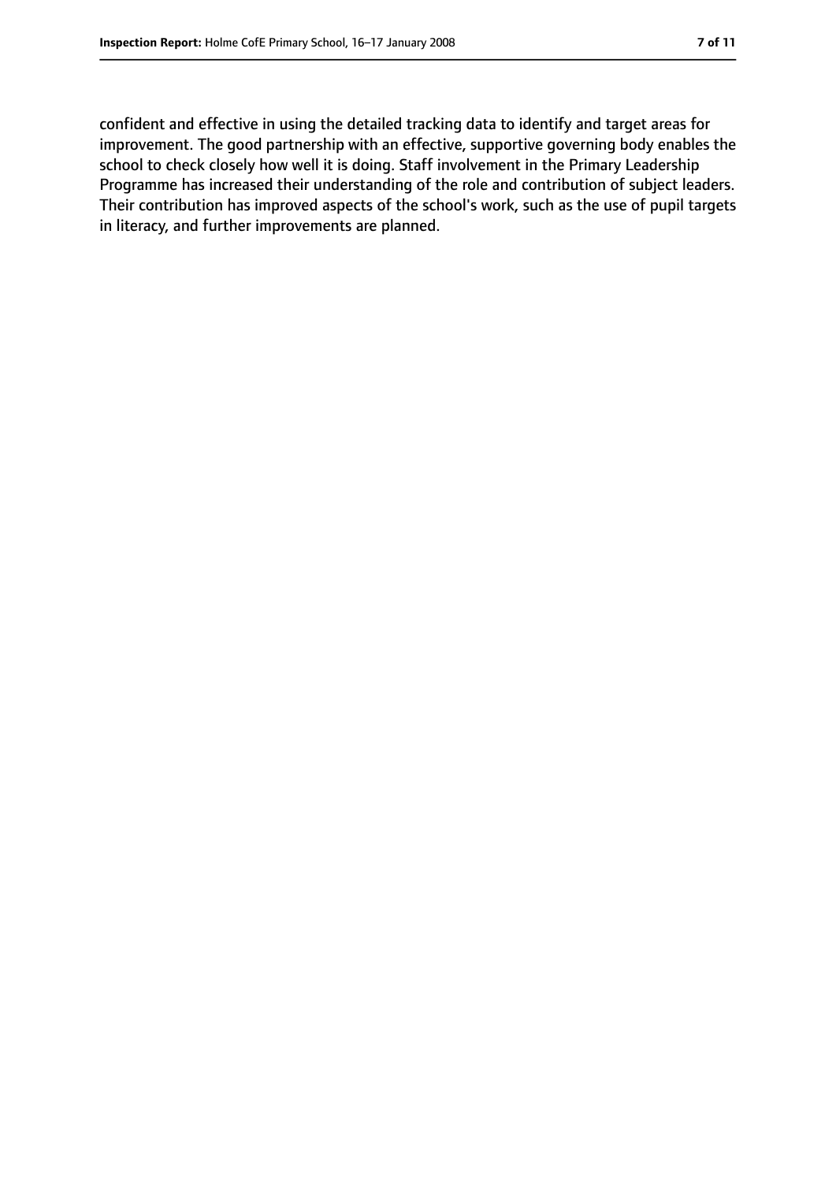confident and effective in using the detailed tracking data to identify and target areas for improvement. The good partnership with an effective, supportive governing body enables the school to check closely how well it is doing. Staff involvement in the Primary Leadership Programme has increased their understanding of the role and contribution of subject leaders. Their contribution has improved aspects of the school's work, such as the use of pupil targets in literacy, and further improvements are planned.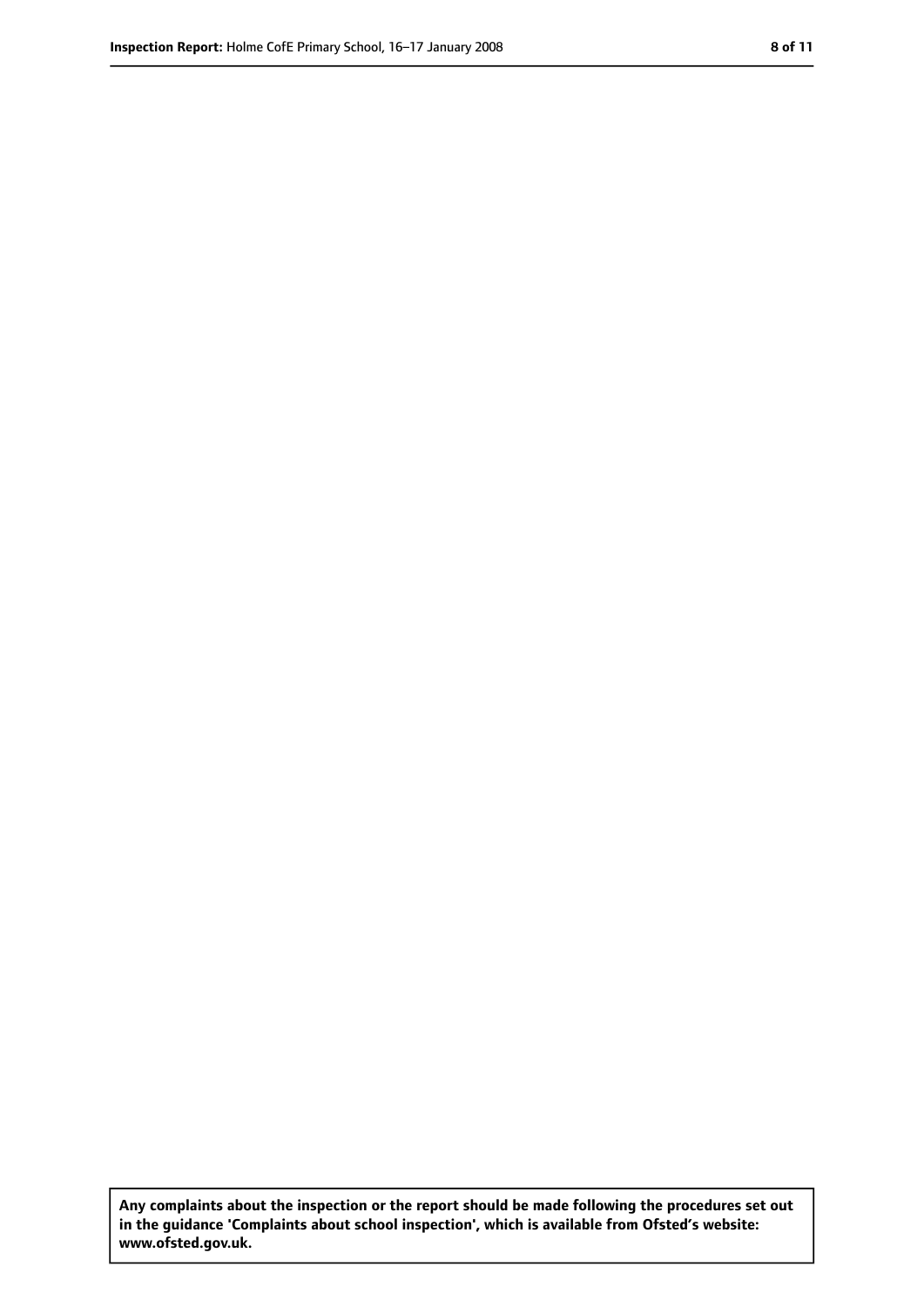**Any complaints about the inspection or the report should be made following the procedures set out in the guidance 'Complaints about school inspection', which is available from Ofsted's website: www.ofsted.gov.uk.**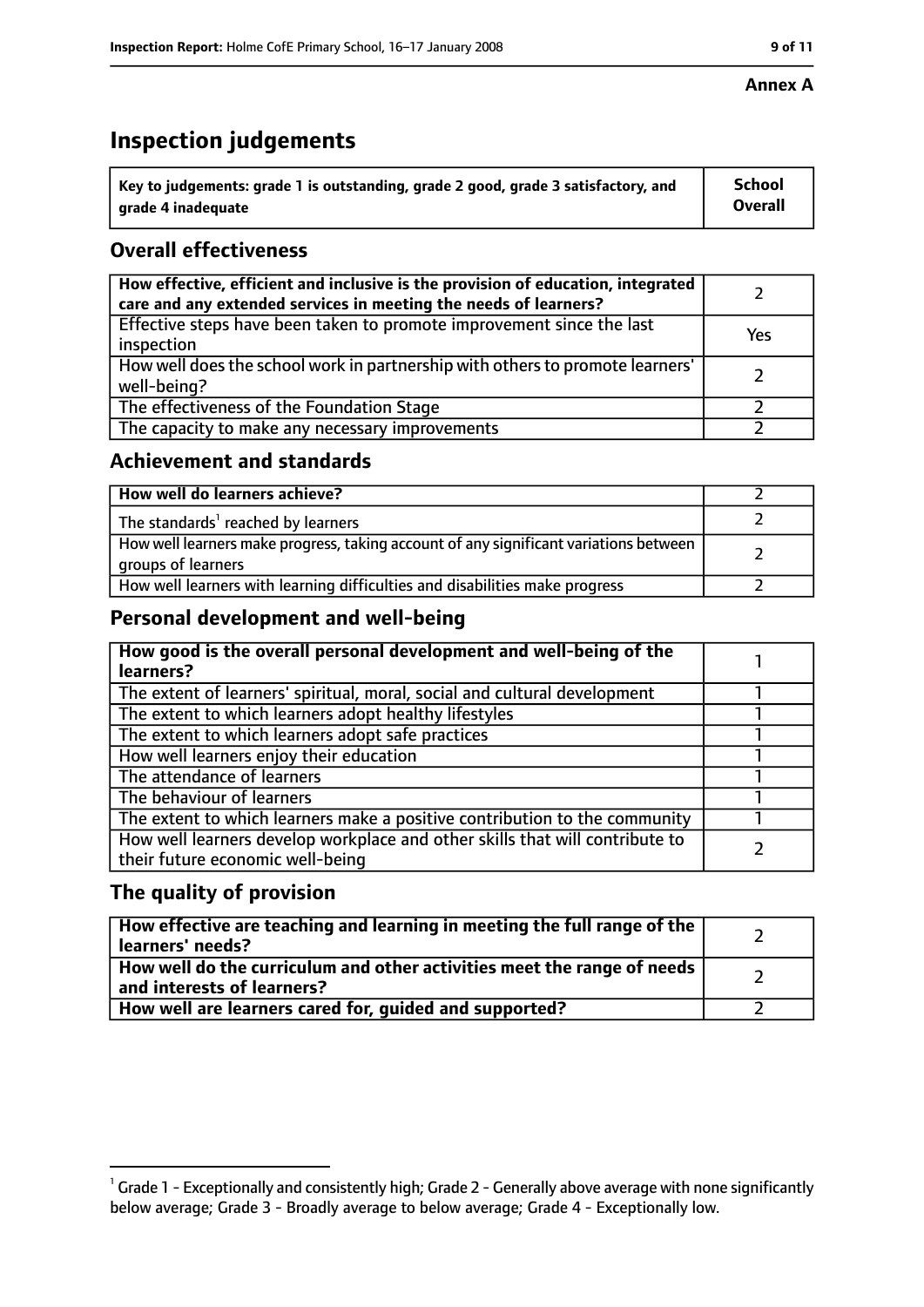**Annex A**

# Inspection judgements

| Key to judgements: grade 1 is outstanding, grade 2 good, grade 3 satisfactory, and grade 4 inadequate | School Overall |
|---|---|

## Overall effectiveness

| | |
|---|---|
| **How effective, efficient and inclusive is the provision of education, integrated care and any extended services in meeting the needs of learners?** | 2 |
| Effective steps have been taken to promote improvement since the last inspection | Yes |
| How well does the school work in partnership with others to promote learners' well-being? | 2 |
| The effectiveness of the Foundation Stage | 2 |
| The capacity to make any necessary improvements | 2 |

## Achievement and standards

| | |
|---|---|
| **How well do learners achieve?** | 2 |
| The standards[1] reached by learners | 2 |
| How well learners make progress, taking account of any significant variations between groups of learners | 2 |
| How well learners with learning difficulties and disabilities make progress | 2 |

## Personal development and well-being

| | |
|---|---|
| **How good is the overall personal development and well-being of the learners?** | 1 |
| The extent of learners' spiritual, moral, social and cultural development | 1 |
| The extent to which learners adopt healthy lifestyles | 1 |
| The extent to which learners adopt safe practices | 1 |
| How well learners enjoy their education | 1 |
| The attendance of learners | 1 |
| The behaviour of learners | 1 |
| The extent to which learners make a positive contribution to the community | 1 |
| How well learners develop workplace and other skills that will contribute to their future economic well-being | 2 |

## The quality of provision

| | |
|---|---|
| **How effective are teaching and learning in meeting the full range of the learners' needs?** | 2 |
| **How well do the curriculum and other activities meet the range of needs and interests of learners?** | 2 |
| **How well are learners cared for, guided and supported?** | 2 |

[1] Grade 1 - Exceptionally and consistently high; Grade 2 - Generally above average with none significantly below average; Grade 3 - Broadly average to below average; Grade 4 - Exceptionally low.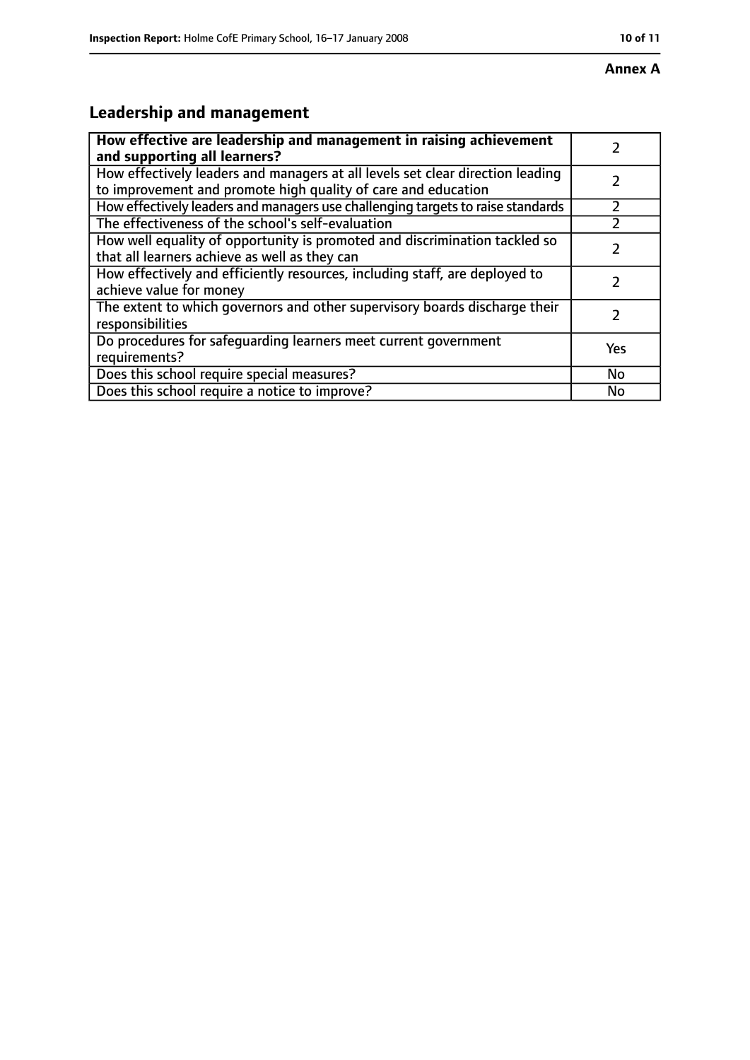**Annex A**

## Leadership and management

| **How effective are leadership and management in raising achievement and supporting all learners?** | 2 |
|---|---|
| How effectively leaders and managers at all levels set clear direction leading to improvement and promote high quality of care and education | 2 |
| How effectively leaders and managers use challenging targets to raise standards | 2 |
| The effectiveness of the school's self-evaluation | 2 |
| How well equality of opportunity is promoted and discrimination tackled so that all learners achieve as well as they can | 2 |
| How effectively and efficiently resources, including staff, are deployed to achieve value for money | 2 |
| The extent to which governors and other supervisory boards discharge their responsibilities | 2 |
| Do procedures for safeguarding learners meet current government requirements? | Yes |
| Does this school require special measures? | No |
| Does this school require a notice to improve? | No |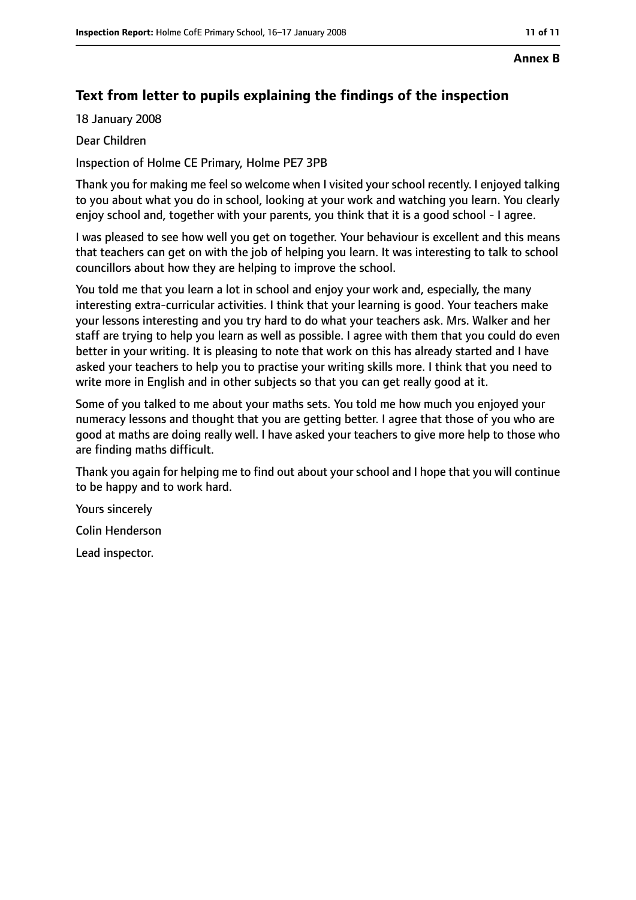**Annex B**

## Text from letter to pupils explaining the findings of the inspection

18 January 2008

Dear Children

Inspection of Holme CE Primary, Holme PE7 3PB

Thank you for making me feel so welcome when I visited your school recently. I enjoyed talking to you about what you do in school, looking at your work and watching you learn. You clearly enjoy school and, together with your parents, you think that it is a good school - I agree.

I was pleased to see how well you get on together. Your behaviour is excellent and this means that teachers can get on with the job of helping you learn. It was interesting to talk to school councillors about how they are helping to improve the school.

You told me that you learn a lot in school and enjoy your work and, especially, the many interesting extra-curricular activities. I think that your learning is good. Your teachers make your lessons interesting and you try hard to do what your teachers ask. Mrs. Walker and her staff are trying to help you learn as well as possible. I agree with them that you could do even better in your writing. It is pleasing to note that work on this has already started and I have asked your teachers to help you to practise your writing skills more. I think that you need to write more in English and in other subjects so that you can get really good at it.

Some of you talked to me about your maths sets. You told me how much you enjoyed your numeracy lessons and thought that you are getting better. I agree that those of you who are good at maths are doing really well. I have asked your teachers to give more help to those who are finding maths difficult.

Thank you again for helping me to find out about your school and I hope that you will continue to be happy and to work hard.

Yours sincerely

Colin Henderson

Lead inspector.